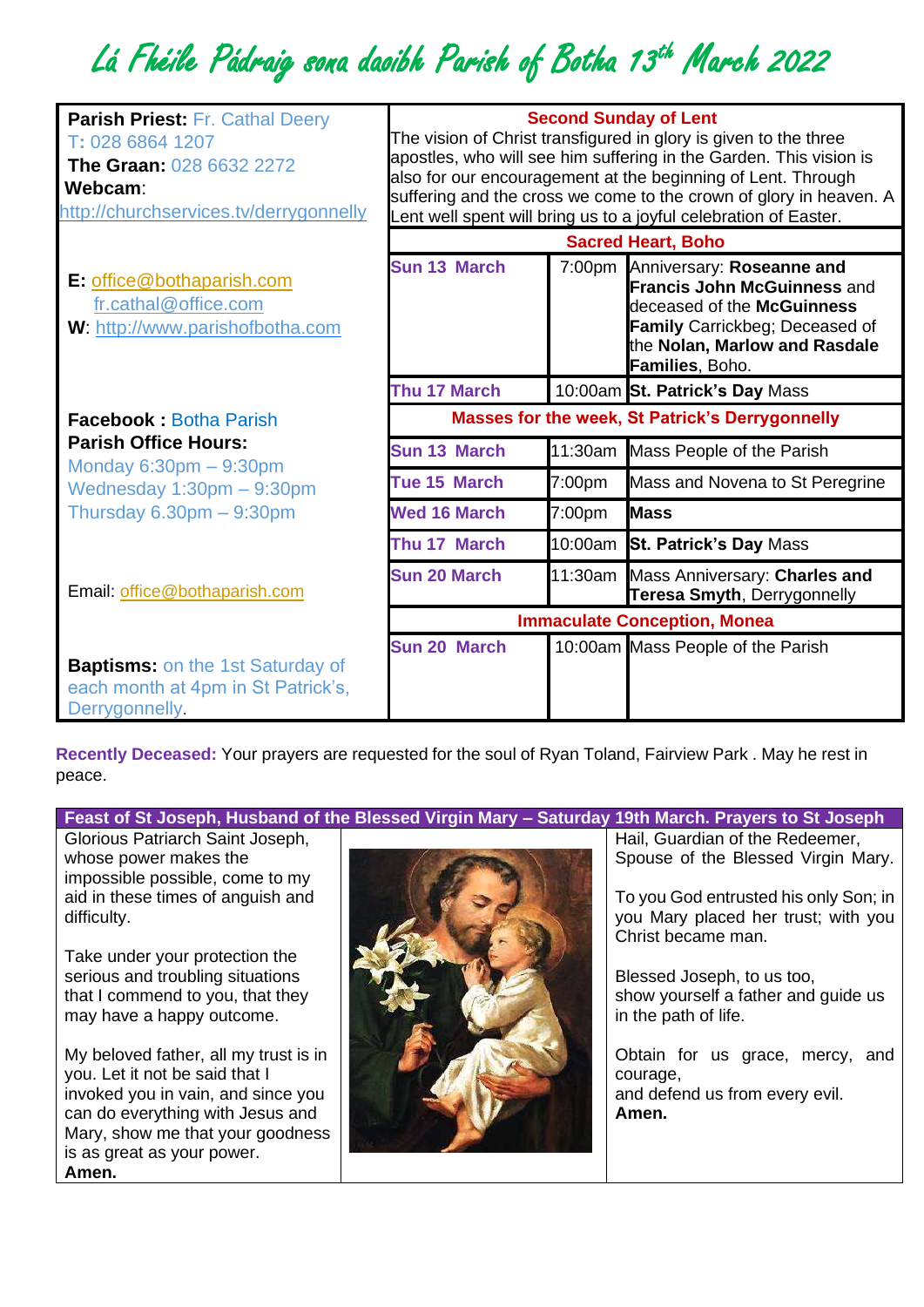# Lá Fhéile Pádraig sona daoibh Parish of Botha 13th March 2022

**Parish Priest:** Fr. Cathal Deery
**T:** 028 6864 1207
**The Graan:** 028 6632 2272
**Webcam**: http://churchservices.tv/derrygonnelly

**E:** office@bothaparish.com
fr.cathal@office.com
**W**: http://www.parishofbotha.com

**Facebook :** Botha Parish
**Parish Office Hours:**
Monday 6:30pm – 9:30pm
Wednesday 1:30pm – 9:30pm
Thursday 6.30pm – 9:30pm

Email: office@bothaparish.com

**Baptisms:** on the 1st Saturday of each month at 4pm in St Patrick's, Derrygonnelly.

## Second Sunday of Lent

The vision of Christ transfigured in glory is given to the three apostles, who will see him suffering in the Garden. This vision is also for our encouragement at the beginning of Lent. Through suffering and the cross we come to the crown of glory in heaven. A Lent well spent will bring us to a joyful celebration of Easter.

| **Sacred Heart, Boho** | | |
|---|---|---|
| Sun 13 March | 7:00pm | Anniversary: **Roseanne and Francis John McGuinness** and deceased of the **McGuinness Family** Carrickbeg; Deceased of the **Nolan, Marlow and Rasdale Families**, Boho. |
| Thu 17 March | 10:00am | **St. Patrick's Day** Mass |
| **Masses for the week, St Patrick's Derrygonnelly** | | |
| Sun 13 March | 11:30am | Mass People of the Parish |
| Tue 15 March | 7:00pm | Mass and Novena to St Peregrine |
| Wed 16 March | 7:00pm | **Mass** |
| Thu 17 March | 10:00am | **St. Patrick's Day** Mass |
| Sun 20 March | 11:30am | Mass Anniversary: **Charles and Teresa Smyth**, Derrygonnelly |
| **Immaculate Conception, Monea** | | |
| Sun 20 March | 10:00am | Mass People of the Parish |

**Recently Deceased:** Your prayers are requested for the soul of Ryan Toland, Fairview Park . May he rest in peace.

## Feast of St Joseph, Husband of the Blessed Virgin Mary – Saturday 19th March. Prayers to St Joseph

Glorious Patriarch Saint Joseph, whose power makes the impossible possible, come to my aid in these times of anguish and difficulty.

Take under your protection the serious and troubling situations that I commend to you, that they may have a happy outcome.

My beloved father, all my trust is in you. Let it not be said that I invoked you in vain, and since you can do everything with Jesus and Mary, show me that your goodness is as great as your power.
**Amen.**

Hail, Guardian of the Redeemer,
Spouse of the Blessed Virgin Mary.

To you God entrusted his only Son; in you Mary placed her trust; with you Christ became man.

Blessed Joseph, to us too,
show yourself a father and guide us in the path of life.

Obtain for us grace, mercy, and courage,
and defend us from every evil.
**Amen.**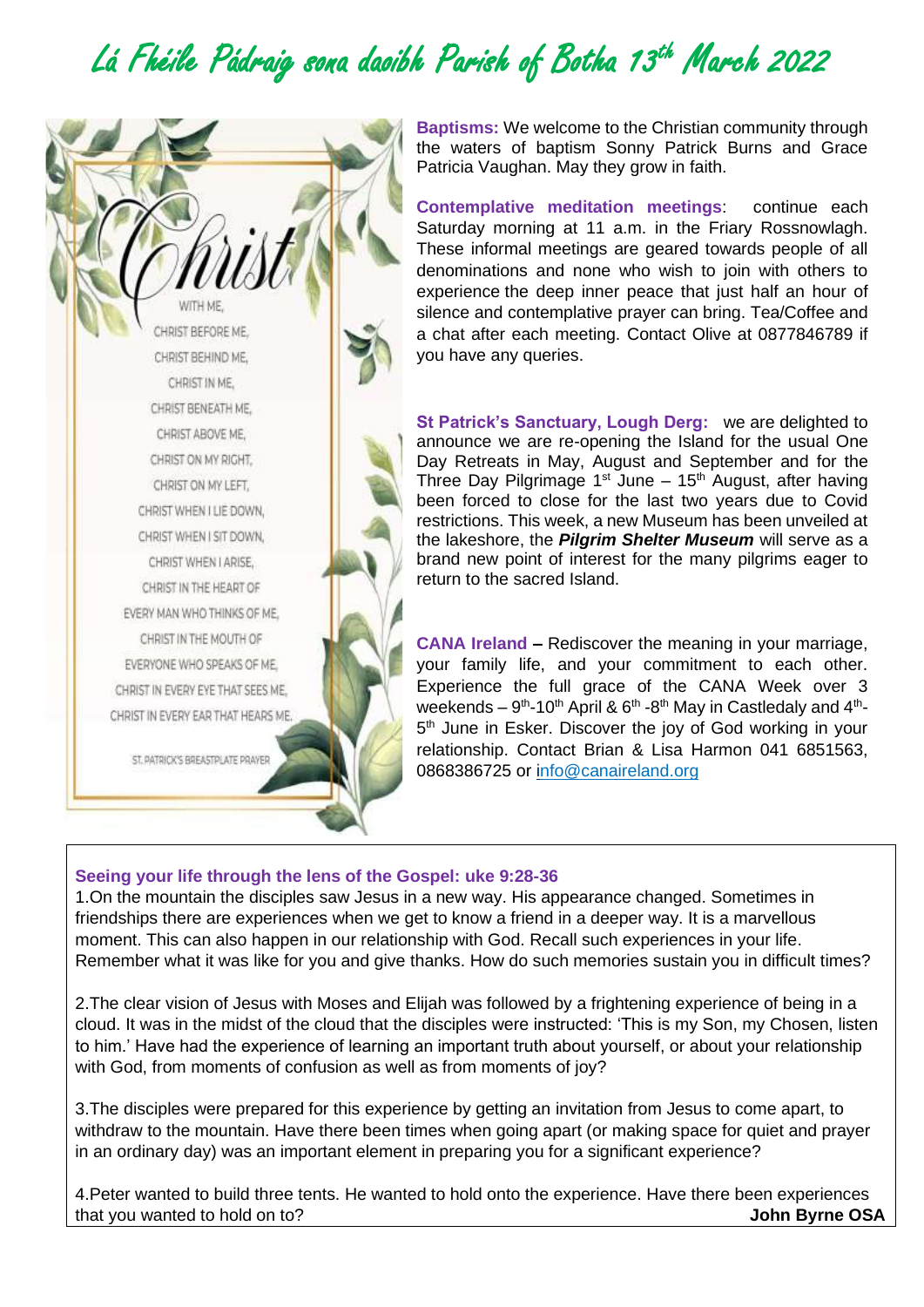# Lá Fhéile Pádraig sona daoibh Parish of Botha 13th March 2022

Christ with me,
Christ before me,
Christ behind me,
Christ in me,
Christ beneath me,
Christ above me,
Christ on my right,
Christ on my left,
Christ when I lie down,
Christ when I sit down,
Christ when I arise,
Christ in the heart of
every man who thinks of me,
Christ in the mouth of
everyone who speaks of me,
Christ in every eye that sees me,
Christ in every ear that hears me.

ST. PATRICK'S BREASTPLATE PRAYER

**Baptisms:** We welcome to the Christian community through the waters of baptism Sonny Patrick Burns and Grace Patricia Vaughan. May they grow in faith.

**Contemplative meditation meetings**: continue each Saturday morning at 11 a.m. in the Friary Rossnowlagh. These informal meetings are geared towards people of all denominations and none who wish to join with others to experience the deep inner peace that just half an hour of silence and contemplative prayer can bring. Tea/Coffee and a chat after each meeting. Contact Olive at 0877846789 if you have any queries.

**St Patrick's Sanctuary, Lough Derg:** we are delighted to announce we are re-opening the Island for the usual One Day Retreats in May, August and September and for the Three Day Pilgrimage 1st June – 15th August, after having been forced to close for the last two years due to Covid restrictions. This week, a new Museum has been unveiled at the lakeshore, the ***Pilgrim Shelter Museum*** will serve as a brand new point of interest for the many pilgrims eager to return to the sacred Island.

**CANA Ireland –** Rediscover the meaning in your marriage, your family life, and your commitment to each other. Experience the full grace of the CANA Week over 3 weekends – 9th-10th April & 6th -8th May in Castledaly and 4th-5th June in Esker. Discover the joy of God working in your relationship. Contact Brian & Lisa Harmon 041 6851563, 0868386725 or info@canaireland.org

**Seeing your life through the lens of the Gospel: uke 9:28-36**

1.On the mountain the disciples saw Jesus in a new way. His appearance changed. Sometimes in friendships there are experiences when we get to know a friend in a deeper way. It is a marvellous moment. This can also happen in our relationship with God. Recall such experiences in your life. Remember what it was like for you and give thanks. How do such memories sustain you in difficult times?

2.The clear vision of Jesus with Moses and Elijah was followed by a frightening experience of being in a cloud. It was in the midst of the cloud that the disciples were instructed: 'This is my Son, my Chosen, listen to him.' Have had the experience of learning an important truth about yourself, or about your relationship with God, from moments of confusion as well as from moments of joy?

3.The disciples were prepared for this experience by getting an invitation from Jesus to come apart, to withdraw to the mountain. Have there been times when going apart (or making space for quiet and prayer in an ordinary day) was an important element in preparing you for a significant experience?

4.Peter wanted to build three tents. He wanted to hold onto the experience. Have there been experiences that you wanted to hold on to?

**John Byrne OSA**